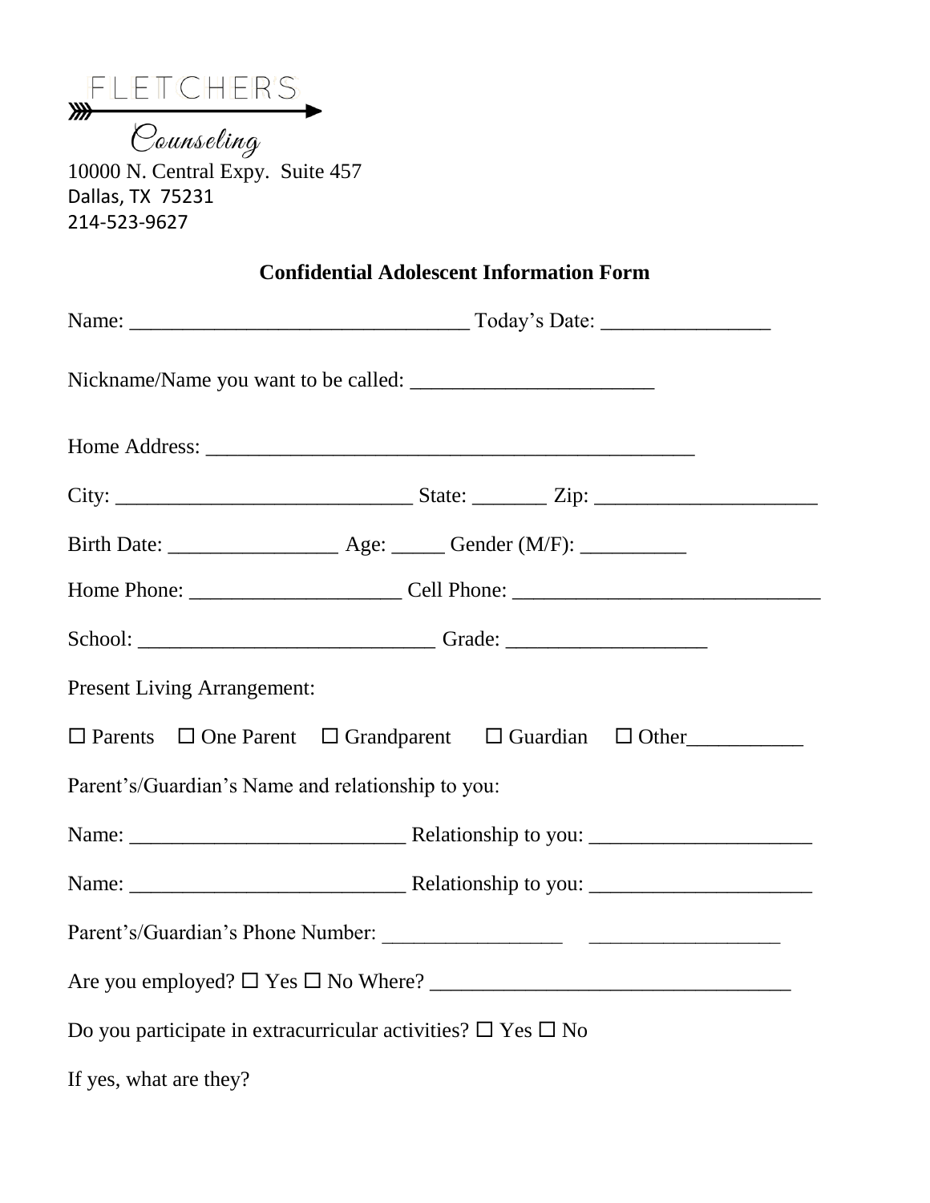FLETCHERS

Counseling

10000 N. Central Expy. Suite 457
Dallas, TX 75231
214-523-9627

## Confidential Adolescent Information Form

Name: ________________________________ Today's Date: ________________

Nickname/Name you want to be called: _______________________

Home Address: ______________________________________________

City: ___________________________ State: _______ Zip: _____________________

Birth Date: ________________ Age: _____ Gender (M/F): __________

Home Phone: ____________________ Cell Phone: _____________________________

School: ____________________________ Grade: ___________________

Present Living Arrangement:

☐ Parents ☐ One Parent ☐ Grandparent ☐ Guardian ☐ Other___________

Parent's/Guardian's Name and relationship to you:

Name: __________________________ Relationship to you: _____________________

Name: __________________________ Relationship to you: _____________________

Parent's/Guardian's Phone Number: _________________ __________________

Are you employed? ☐ Yes ☐ No Where? __________________________________

Do you participate in extracurricular activities? ☐ Yes ☐ No

If yes, what are they?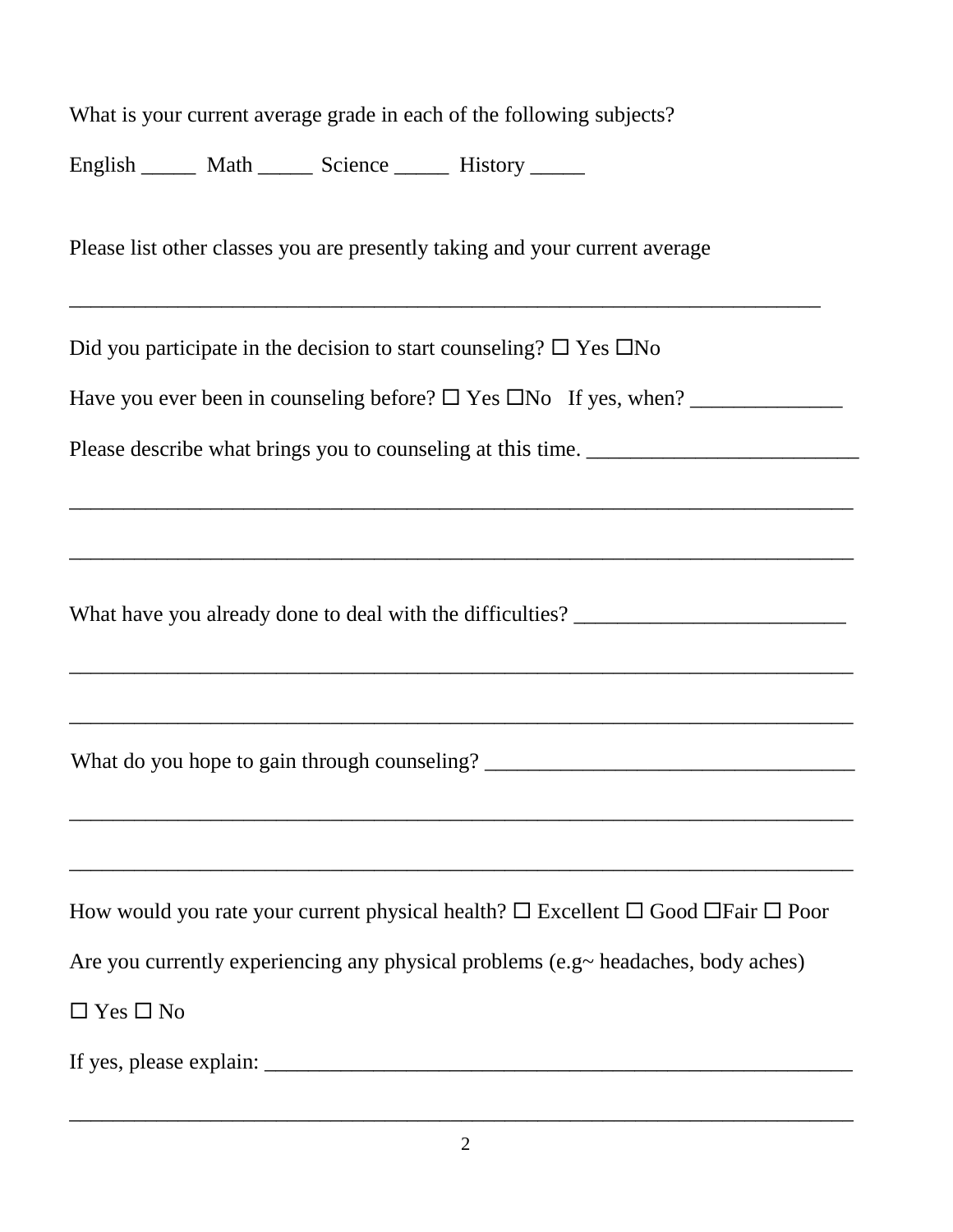What is your current average grade in each of the following subjects?

English _____ Math _____ Science _____ History _____

Please list other classes you are presently taking and your current average

_______________________________________________________________________

Did you participate in the decision to start counseling? ☐ Yes ☐No

Have you ever been in counseling before? ☐ Yes ☐No If yes, when? ______________

Please describe what brings you to counseling at this time. _________________________

_________________________________________________________________________

_________________________________________________________________________

What have you already done to deal with the difficulties? _________________________

_________________________________________________________________________

_________________________________________________________________________

What do you hope to gain through counseling? __________________________________

_________________________________________________________________________

_________________________________________________________________________

How would you rate your current physical health? ☐ Excellent ☐ Good ☐Fair ☐ Poor

Are you currently experiencing any physical problems (e.g~ headaches, body aches)

☐ Yes ☐ No

If yes, please explain: _____________________________________________________

_________________________________________________________________________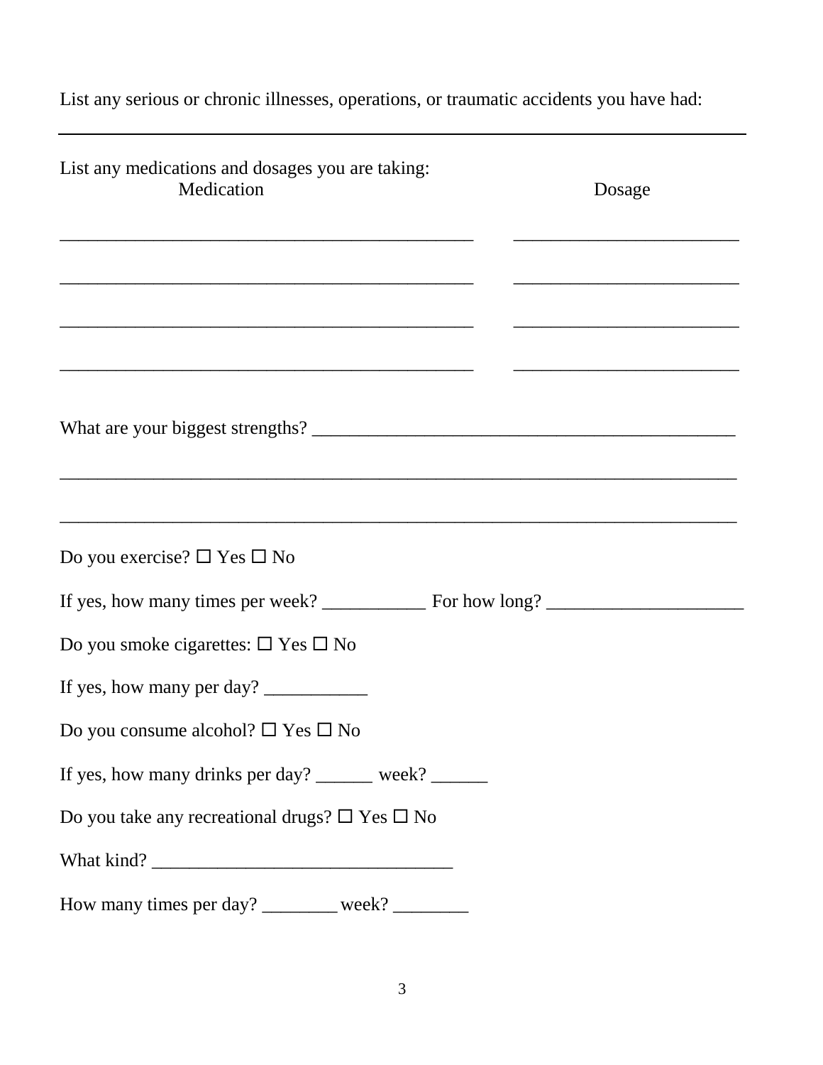List any serious or chronic illnesses, operations, or traumatic accidents you have had:

___________________________________________________________________________

List any medications and dosages you are taking:

| Medication | Dosage |
|---|---|
| ______________________________ | ________________ |
| ______________________________ | ________________ |
| ______________________________ | ________________ |
| ______________________________ | ________________ |

What are your biggest strengths? ______________________________________________

___________________________________________________________________________

___________________________________________________________________________

Do you exercise? ☐ Yes ☐ No

If yes, how many times per week? ___________ For how long? _____________________

Do you smoke cigarettes: ☐ Yes ☐ No

If yes, how many per day? ___________

Do you consume alcohol? ☐ Yes ☐ No

If yes, how many drinks per day? ______ week? ______

Do you take any recreational drugs? ☐ Yes ☐ No

What kind? ________________________________

How many times per day? ________ week? ________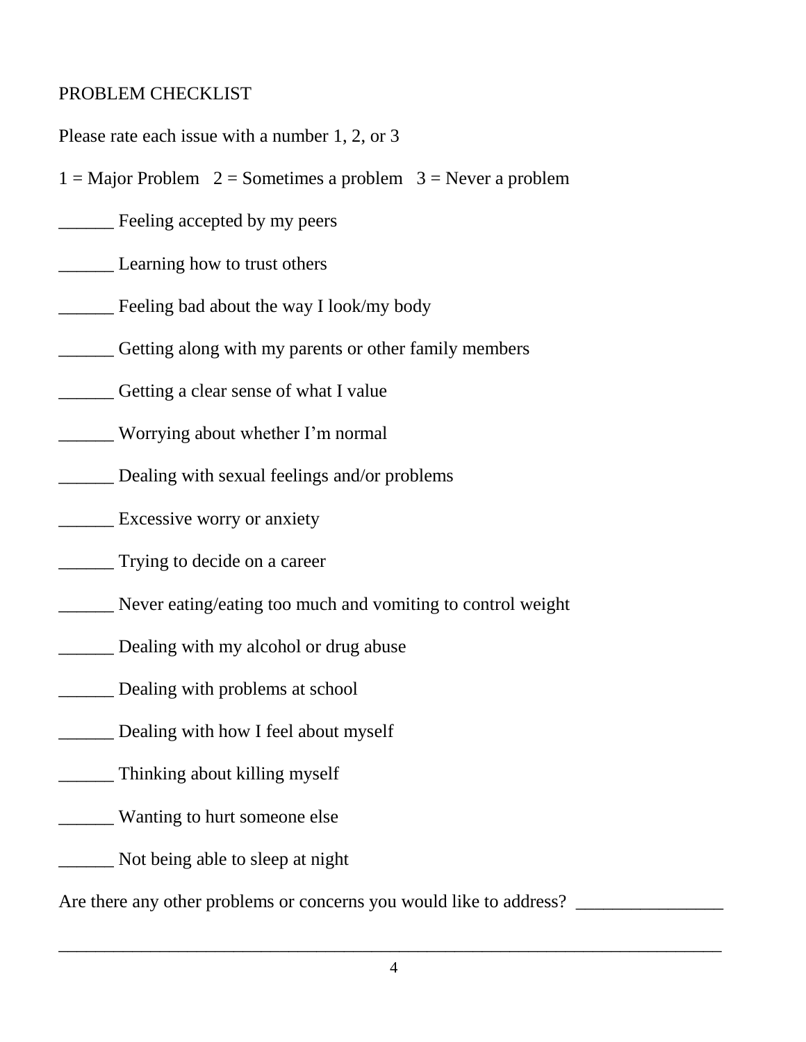PROBLEM CHECKLIST

Please rate each issue with a number 1, 2, or 3

1 = Major Problem   2 = Sometimes a problem   3 = Never a problem

______ Feeling accepted by my peers

______ Learning how to trust others

______ Feeling bad about the way I look/my body

______ Getting along with my parents or other family members

______ Getting a clear sense of what I value

______ Worrying about whether I'm normal

______ Dealing with sexual feelings and/or problems

______ Excessive worry or anxiety

______ Trying to decide on a career

______ Never eating/eating too much and vomiting to control weight

______ Dealing with my alcohol or drug abuse

______ Dealing with problems at school

______ Dealing with how I feel about myself

______ Thinking about killing myself

______ Wanting to hurt someone else

______ Not being able to sleep at night

Are there any other problems or concerns you would like to address? ________________

______________________________________________________________________________